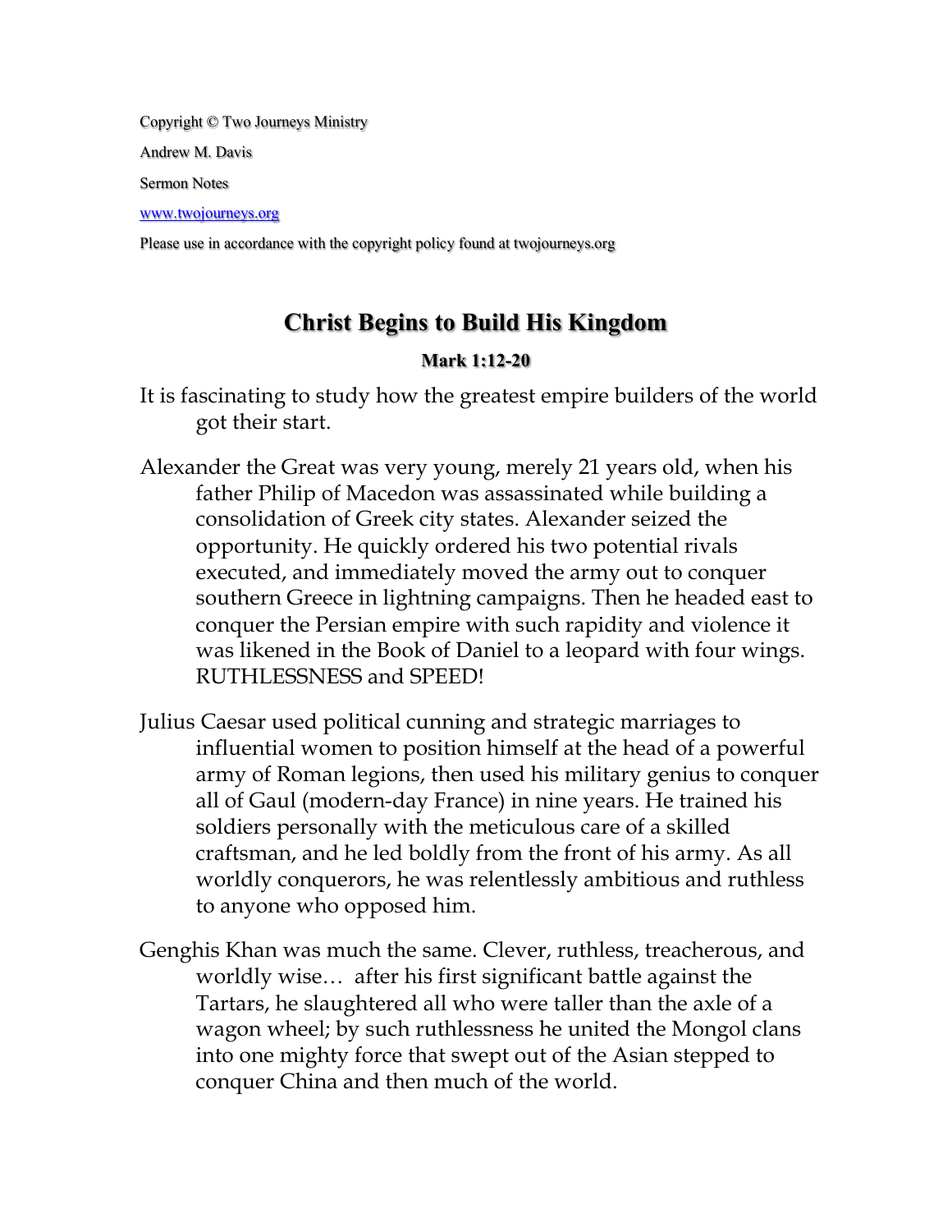Copyright © Two Journeys Ministry

Andrew M. Davis

Sermon Notes

www.twojourneys.org

Please use in accordance with the copyright policy found at twojourneys.org

# Christ Begins to Build His Kingdom

**Mark 1:12-20**

It is fascinating to study how the greatest empire builders of the world got their start.

Alexander the Great was very young, merely 21 years old, when his father Philip of Macedon was assassinated while building a consolidation of Greek city states. Alexander seized the opportunity. He quickly ordered his two potential rivals executed, and immediately moved the army out to conquer southern Greece in lightning campaigns. Then he headed east to conquer the Persian empire with such rapidity and violence it was likened in the Book of Daniel to a leopard with four wings. RUTHLESSNESS and SPEED!

Julius Caesar used political cunning and strategic marriages to influential women to position himself at the head of a powerful army of Roman legions, then used his military genius to conquer all of Gaul (modern-day France) in nine years. He trained his soldiers personally with the meticulous care of a skilled craftsman, and he led boldly from the front of his army. As all worldly conquerors, he was relentlessly ambitious and ruthless to anyone who opposed him.

Genghis Khan was much the same. Clever, ruthless, treacherous, and worldly wise… after his first significant battle against the Tartars, he slaughtered all who were taller than the axle of a wagon wheel; by such ruthlessness he united the Mongol clans into one mighty force that swept out of the Asian stepped to conquer China and then much of the world.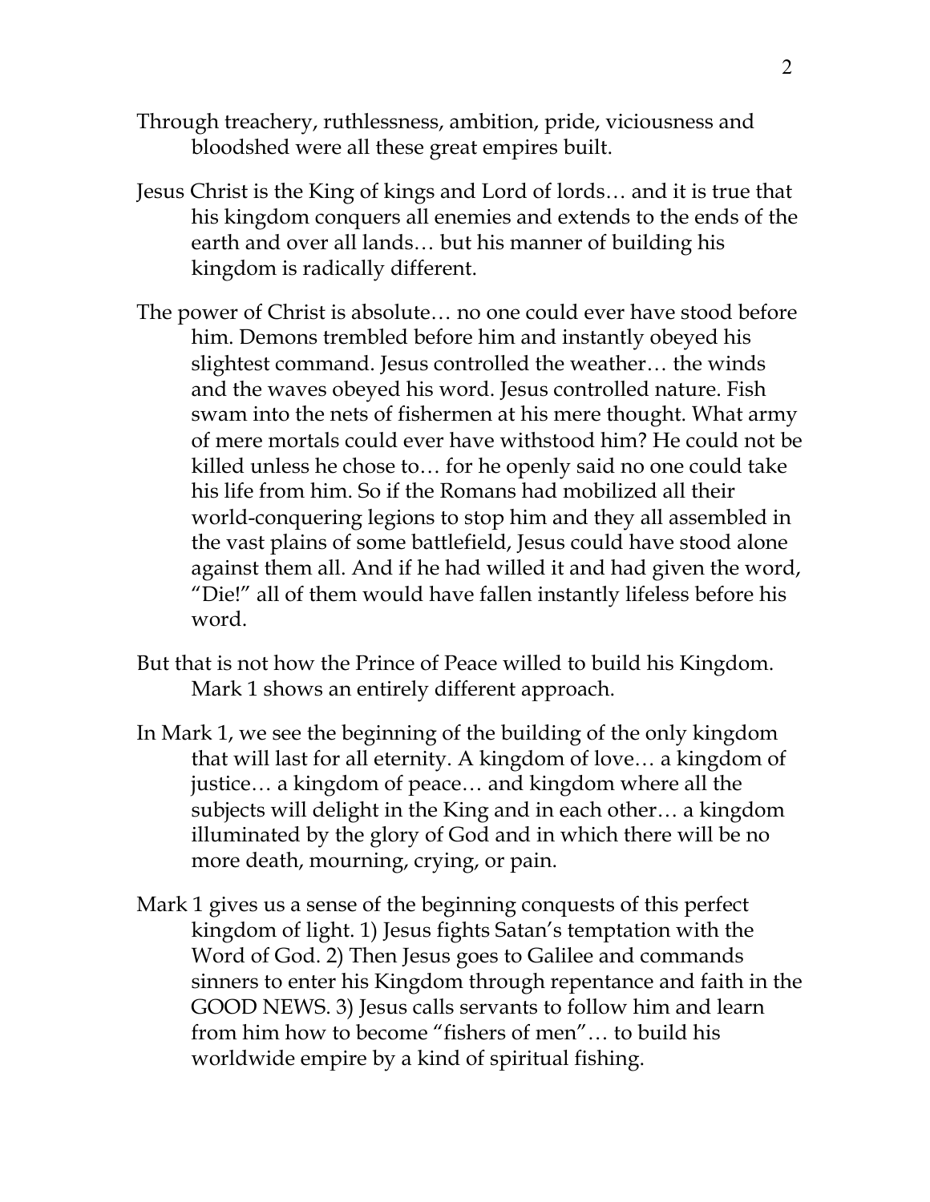Through treachery, ruthlessness, ambition, pride, viciousness and bloodshed were all these great empires built.

Jesus Christ is the King of kings and Lord of lords… and it is true that his kingdom conquers all enemies and extends to the ends of the earth and over all lands… but his manner of building his kingdom is radically different.

The power of Christ is absolute… no one could ever have stood before him. Demons trembled before him and instantly obeyed his slightest command. Jesus controlled the weather… the winds and the waves obeyed his word. Jesus controlled nature. Fish swam into the nets of fishermen at his mere thought. What army of mere mortals could ever have withstood him? He could not be killed unless he chose to… for he openly said no one could take his life from him. So if the Romans had mobilized all their world-conquering legions to stop him and they all assembled in the vast plains of some battlefield, Jesus could have stood alone against them all. And if he had willed it and had given the word, "Die!" all of them would have fallen instantly lifeless before his word.

But that is not how the Prince of Peace willed to build his Kingdom. Mark 1 shows an entirely different approach.

In Mark 1, we see the beginning of the building of the only kingdom that will last for all eternity. A kingdom of love… a kingdom of justice… a kingdom of peace… and kingdom where all the subjects will delight in the King and in each other… a kingdom illuminated by the glory of God and in which there will be no more death, mourning, crying, or pain.

Mark 1 gives us a sense of the beginning conquests of this perfect kingdom of light. 1) Jesus fights Satan's temptation with the Word of God. 2) Then Jesus goes to Galilee and commands sinners to enter his Kingdom through repentance and faith in the GOOD NEWS. 3) Jesus calls servants to follow him and learn from him how to become "fishers of men"… to build his worldwide empire by a kind of spiritual fishing.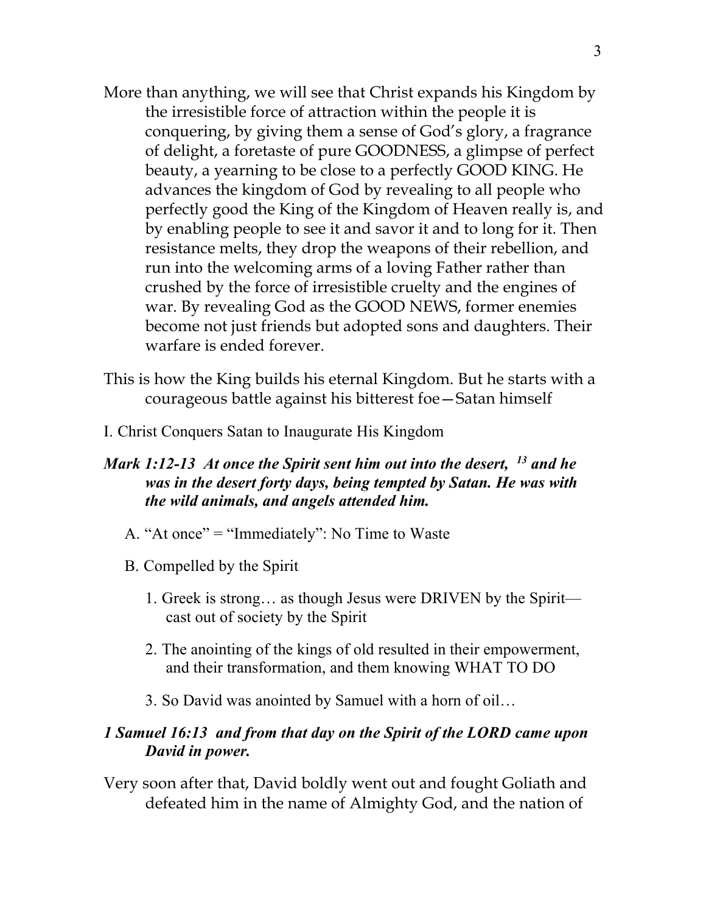More than anything, we will see that Christ expands his Kingdom by the irresistible force of attraction within the people it is conquering, by giving them a sense of God's glory, a fragrance of delight, a foretaste of pure GOODNESS, a glimpse of perfect beauty, a yearning to be close to a perfectly GOOD KING. He advances the kingdom of God by revealing to all people who perfectly good the King of the Kingdom of Heaven really is, and by enabling people to see it and savor it and to long for it. Then resistance melts, they drop the weapons of their rebellion, and run into the welcoming arms of a loving Father rather than crushed by the force of irresistible cruelty and the engines of war. By revealing God as the GOOD NEWS, former enemies become not just friends but adopted sons and daughters. Their warfare is ended forever.

This is how the King builds his eternal Kingdom. But he starts with a courageous battle against his bitterest foe—Satan himself

I. Christ Conquers Satan to Inaugurate His Kingdom

***Mark 1:12-13 At once the Spirit sent him out into the desert, [13] and he was in the desert forty days, being tempted by Satan. He was with the wild animals, and angels attended him.***

A. "At once" = "Immediately": No Time to Waste

B. Compelled by the Spirit

1. Greek is strong… as though Jesus were DRIVEN by the Spirit—cast out of society by the Spirit

2. The anointing of the kings of old resulted in their empowerment, and their transformation, and them knowing WHAT TO DO

3. So David was anointed by Samuel with a horn of oil…

***1 Samuel 16:13 and from that day on the Spirit of the LORD came upon David in power.***

Very soon after that, David boldly went out and fought Goliath and defeated him in the name of Almighty God, and the nation of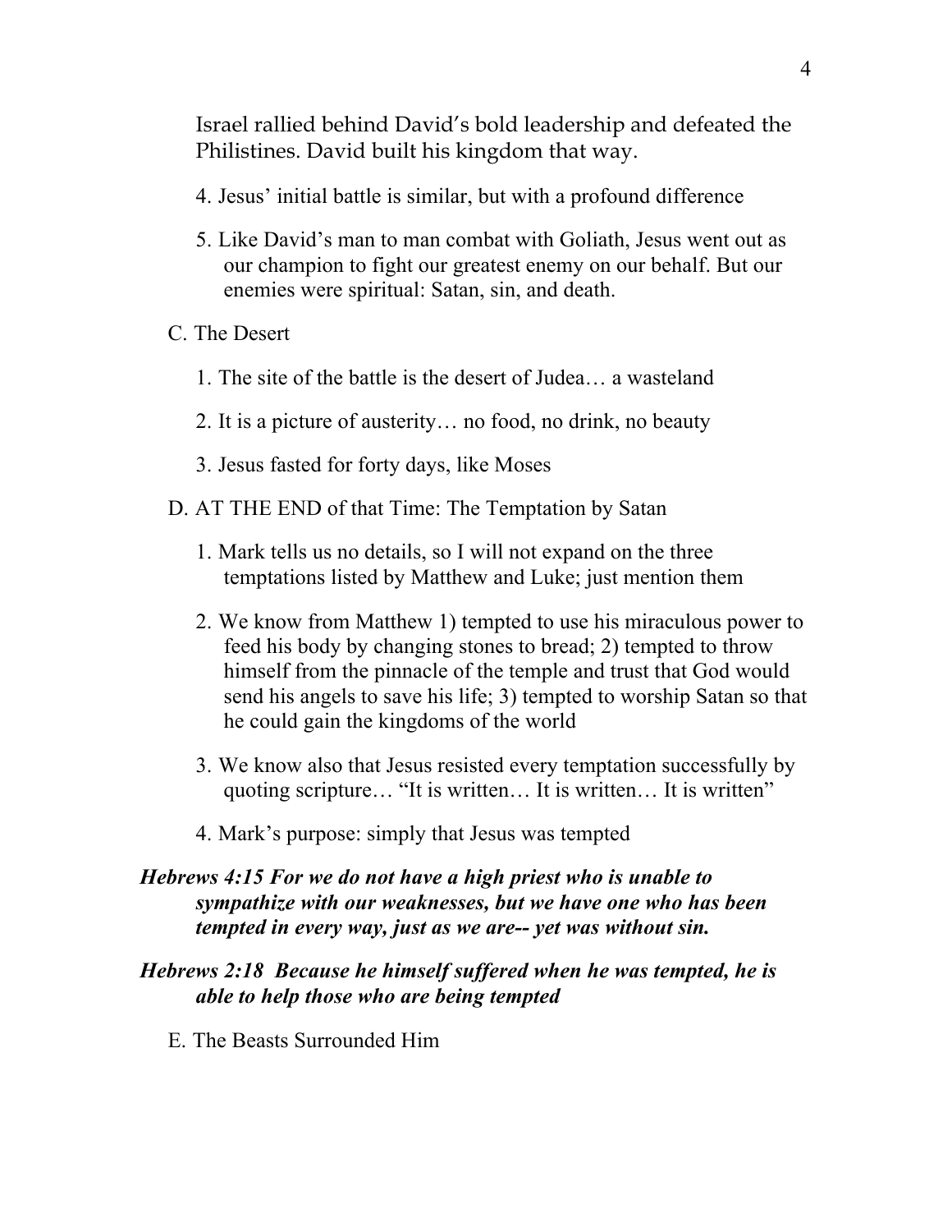Israel rallied behind David's bold leadership and defeated the Philistines. David built his kingdom that way.

4. Jesus' initial battle is similar, but with a profound difference

5. Like David's man to man combat with Goliath, Jesus went out as our champion to fight our greatest enemy on our behalf. But our enemies were spiritual: Satan, sin, and death.

C. The Desert

1. The site of the battle is the desert of Judea… a wasteland

2. It is a picture of austerity… no food, no drink, no beauty

3. Jesus fasted for forty days, like Moses

D. AT THE END of that Time: The Temptation by Satan

1. Mark tells us no details, so I will not expand on the three temptations listed by Matthew and Luke; just mention them

2. We know from Matthew 1) tempted to use his miraculous power to feed his body by changing stones to bread; 2) tempted to throw himself from the pinnacle of the temple and trust that God would send his angels to save his life; 3) tempted to worship Satan so that he could gain the kingdoms of the world

3. We know also that Jesus resisted every temptation successfully by quoting scripture… "It is written… It is written… It is written"

4. Mark's purpose: simply that Jesus was tempted

***Hebrews 4:15 For we do not have a high priest who is unable to sympathize with our weaknesses, but we have one who has been tempted in every way, just as we are-- yet was without sin.***

***Hebrews 2:18 Because he himself suffered when he was tempted, he is able to help those who are being tempted***

E. The Beasts Surrounded Him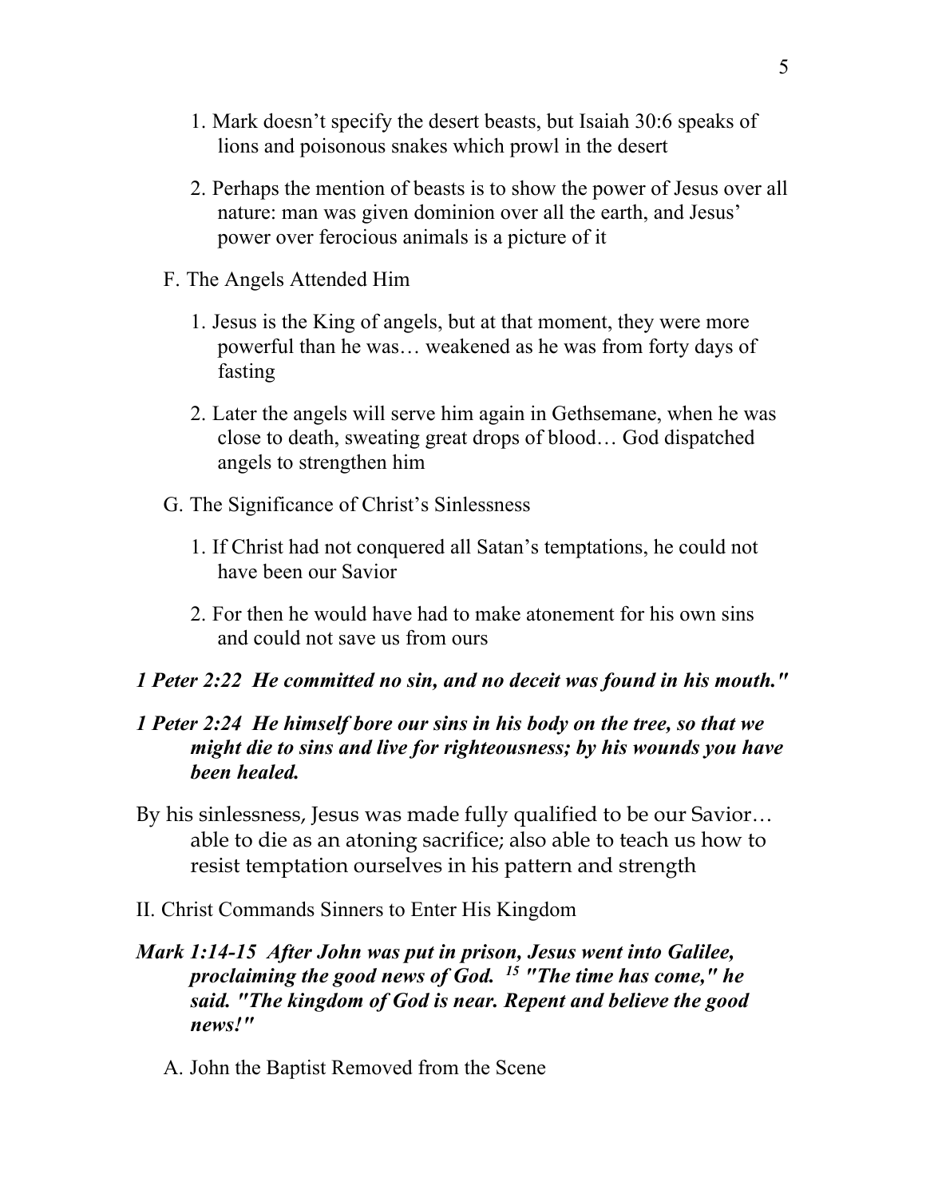1. Mark doesn't specify the desert beasts, but Isaiah 30:6 speaks of lions and poisonous snakes which prowl in the desert

2. Perhaps the mention of beasts is to show the power of Jesus over all nature: man was given dominion over all the earth, and Jesus' power over ferocious animals is a picture of it

F. The Angels Attended Him

1. Jesus is the King of angels, but at that moment, they were more powerful than he was… weakened as he was from forty days of fasting

2. Later the angels will serve him again in Gethsemane, when he was close to death, sweating great drops of blood… God dispatched angels to strengthen him

G. The Significance of Christ's Sinlessness

1. If Christ had not conquered all Satan's temptations, he could not have been our Savior

2. For then he would have had to make atonement for his own sins and could not save us from ours

***1 Peter 2:22 He committed no sin, and no deceit was found in his mouth."***

***1 Peter 2:24 He himself bore our sins in his body on the tree, so that we might die to sins and live for righteousness; by his wounds you have been healed.***

By his sinlessness, Jesus was made fully qualified to be our Savior… able to die as an atoning sacrifice; also able to teach us how to resist temptation ourselves in his pattern and strength

II. Christ Commands Sinners to Enter His Kingdom

***Mark 1:14-15 After John was put in prison, Jesus went into Galilee, proclaiming the good news of God. [15] "The time has come," he said. "The kingdom of God is near. Repent and believe the good news!"***

A. John the Baptist Removed from the Scene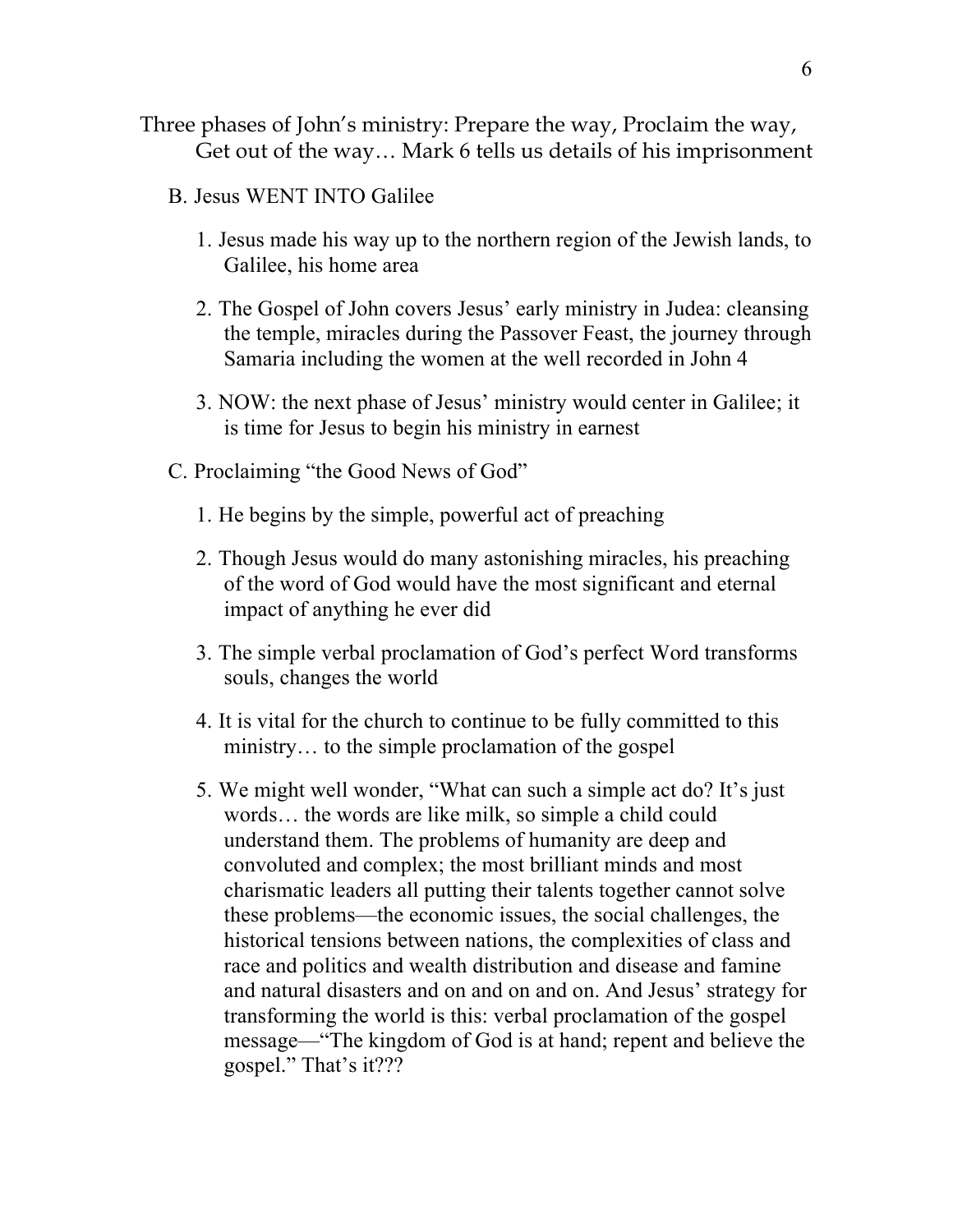Three phases of John's ministry: Prepare the way, Proclaim the way, Get out of the way… Mark 6 tells us details of his imprisonment

B. Jesus WENT INTO Galilee

1. Jesus made his way up to the northern region of the Jewish lands, to Galilee, his home area
2. The Gospel of John covers Jesus' early ministry in Judea: cleansing the temple, miracles during the Passover Feast, the journey through Samaria including the women at the well recorded in John 4
3. NOW: the next phase of Jesus' ministry would center in Galilee; it is time for Jesus to begin his ministry in earnest

C. Proclaiming "the Good News of God"

1. He begins by the simple, powerful act of preaching
2. Though Jesus would do many astonishing miracles, his preaching of the word of God would have the most significant and eternal impact of anything he ever did
3. The simple verbal proclamation of God's perfect Word transforms souls, changes the world
4. It is vital for the church to continue to be fully committed to this ministry… to the simple proclamation of the gospel
5. We might well wonder, "What can such a simple act do? It's just words… the words are like milk, so simple a child could understand them. The problems of humanity are deep and convoluted and complex; the most brilliant minds and most charismatic leaders all putting their talents together cannot solve these problems—the economic issues, the social challenges, the historical tensions between nations, the complexities of class and race and politics and wealth distribution and disease and famine and natural disasters and on and on and on. And Jesus' strategy for transforming the world is this: verbal proclamation of the gospel message—"The kingdom of God is at hand; repent and believe the gospel." That's it???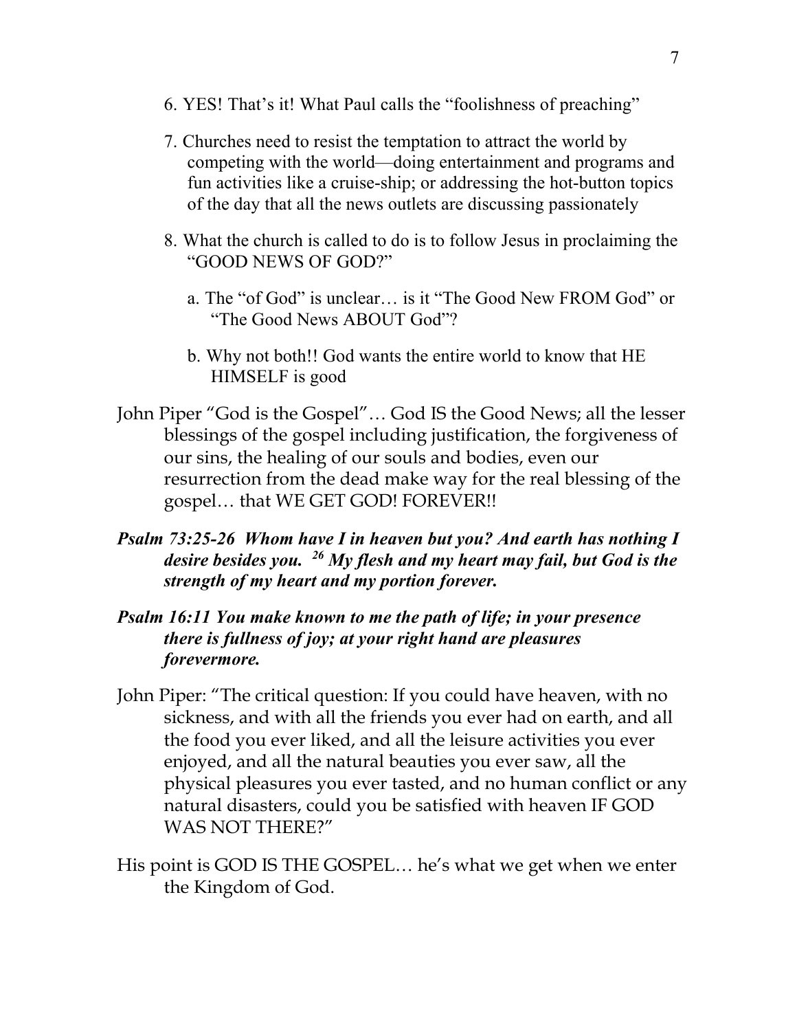6. YES! That's it! What Paul calls the "foolishness of preaching"

7. Churches need to resist the temptation to attract the world by competing with the world—doing entertainment and programs and fun activities like a cruise-ship; or addressing the hot-button topics of the day that all the news outlets are discussing passionately

8. What the church is called to do is to follow Jesus in proclaiming the "GOOD NEWS OF GOD?"

   a. The "of God" is unclear… is it "The Good New FROM God" or "The Good News ABOUT God"?

   b. Why not both!! God wants the entire world to know that HE HIMSELF is good

John Piper "God is the Gospel"… God IS the Good News; all the lesser blessings of the gospel including justification, the forgiveness of our sins, the healing of our souls and bodies, even our resurrection from the dead make way for the real blessing of the gospel… that WE GET GOD! FOREVER!!

***Psalm 73:25-26 Whom have I in heaven but you? And earth has nothing I desire besides you. [26] My flesh and my heart may fail, but God is the strength of my heart and my portion forever.***

***Psalm 16:11 You make known to me the path of life; in your presence there is fullness of joy; at your right hand are pleasures forevermore.***

John Piper: "The critical question: If you could have heaven, with no sickness, and with all the friends you ever had on earth, and all the food you ever liked, and all the leisure activities you ever enjoyed, and all the natural beauties you ever saw, all the physical pleasures you ever tasted, and no human conflict or any natural disasters, could you be satisfied with heaven IF GOD WAS NOT THERE?"

His point is GOD IS THE GOSPEL… he's what we get when we enter the Kingdom of God.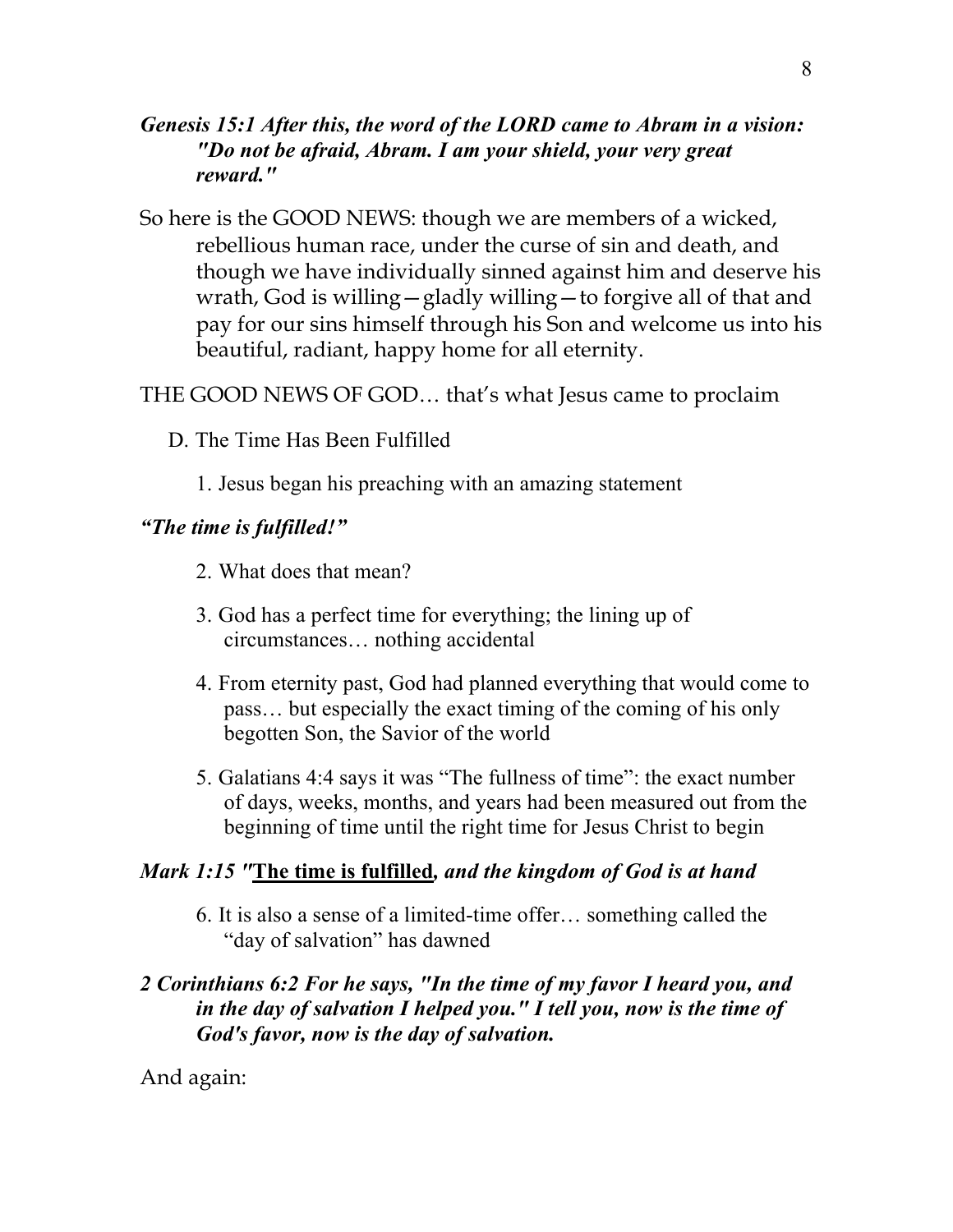***Genesis 15:1 After this, the word of the LORD came to Abram in a vision: "Do not be afraid, Abram. I am your shield, your very great reward."***

So here is the GOOD NEWS: though we are members of a wicked, rebellious human race, under the curse of sin and death, and though we have individually sinned against him and deserve his wrath, God is willing—gladly willing—to forgive all of that and pay for our sins himself through his Son and welcome us into his beautiful, radiant, happy home for all eternity.

THE GOOD NEWS OF GOD… that's what Jesus came to proclaim

D. The Time Has Been Fulfilled

1. Jesus began his preaching with an amazing statement

***"The time is fulfilled!"***

2. What does that mean?

3. God has a perfect time for everything; the lining up of circumstances… nothing accidental

4. From eternity past, God had planned everything that would come to pass… but especially the exact timing of the coming of his only begotten Son, the Savior of the world

5. Galatians 4:4 says it was "The fullness of time": the exact number of days, weeks, months, and years had been measured out from the beginning of time until the right time for Jesus Christ to begin

***Mark 1:15 "<u>The time is fulfilled</u>, and the kingdom of God is at hand***

6. It is also a sense of a limited-time offer… something called the "day of salvation" has dawned

***2 Corinthians 6:2 For he says, "In the time of my favor I heard you, and in the day of salvation I helped you." I tell you, now is the time of God's favor, now is the day of salvation.***

And again: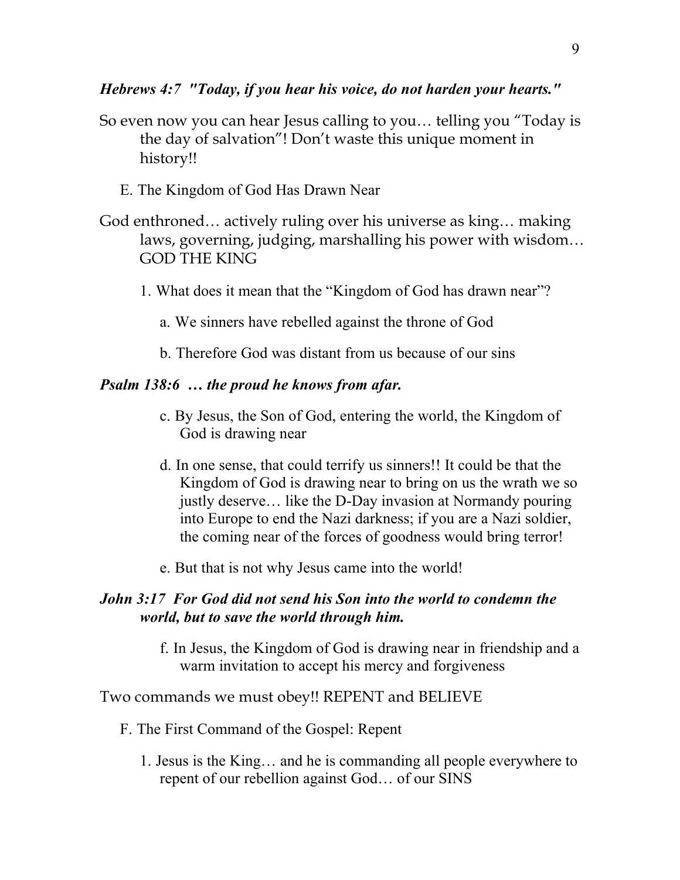***Hebrews 4:7 "Today, if you hear his voice, do not harden your hearts."***

So even now you can hear Jesus calling to you… telling you "Today is the day of salvation"! Don't waste this unique moment in history!!

E. The Kingdom of God Has Drawn Near

God enthroned… actively ruling over his universe as king… making laws, governing, judging, marshalling his power with wisdom… GOD THE KING

1. What does it mean that the "Kingdom of God has drawn near"?

   a. We sinners have rebelled against the throne of God

   b. Therefore God was distant from us because of our sins

***Psalm 138:6 … the proud he knows from afar.***

   c. By Jesus, the Son of God, entering the world, the Kingdom of God is drawing near

   d. In one sense, that could terrify us sinners!! It could be that the Kingdom of God is drawing near to bring on us the wrath we so justly deserve… like the D-Day invasion at Normandy pouring into Europe to end the Nazi darkness; if you are a Nazi soldier, the coming near of the forces of goodness would bring terror!

   e. But that is not why Jesus came into the world!

***John 3:17 For God did not send his Son into the world to condemn the world, but to save the world through him.***

   f. In Jesus, the Kingdom of God is drawing near in friendship and a warm invitation to accept his mercy and forgiveness

Two commands we must obey!! REPENT and BELIEVE

F. The First Command of the Gospel: Repent

1. Jesus is the King… and he is commanding all people everywhere to repent of our rebellion against God… of our SINS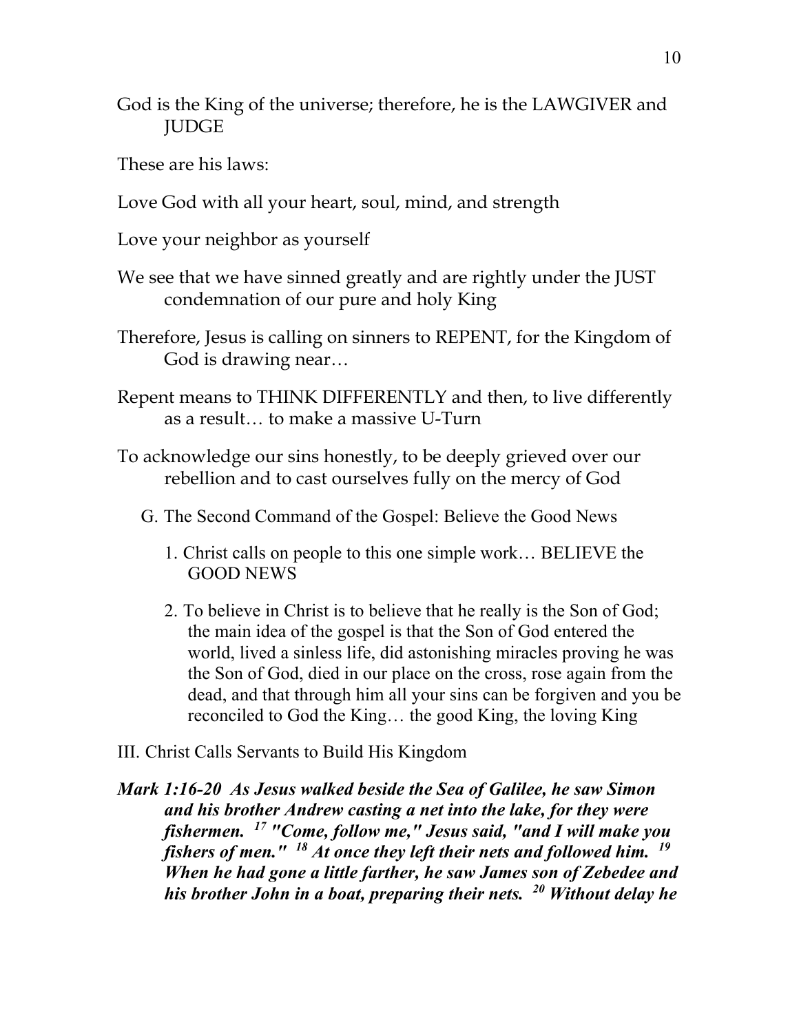God is the King of the universe; therefore, he is the LAWGIVER and JUDGE

These are his laws:

Love God with all your heart, soul, mind, and strength

Love your neighbor as yourself

We see that we have sinned greatly and are rightly under the JUST condemnation of our pure and holy King

Therefore, Jesus is calling on sinners to REPENT, for the Kingdom of God is drawing near…

Repent means to THINK DIFFERENTLY and then, to live differently as a result… to make a massive U-Turn

To acknowledge our sins honestly, to be deeply grieved over our rebellion and to cast ourselves fully on the mercy of God

G. The Second Command of the Gospel: Believe the Good News

1. Christ calls on people to this one simple work… BELIEVE the GOOD NEWS

2. To believe in Christ is to believe that he really is the Son of God; the main idea of the gospel is that the Son of God entered the world, lived a sinless life, did astonishing miracles proving he was the Son of God, died in our place on the cross, rose again from the dead, and that through him all your sins can be forgiven and you be reconciled to God the King… the good King, the loving King

III. Christ Calls Servants to Build His Kingdom

***Mark 1:16-20 As Jesus walked beside the Sea of Galilee, he saw Simon and his brother Andrew casting a net into the lake, for they were fishermen. [17] "Come, follow me," Jesus said, "and I will make you fishers of men." [18] At once they left their nets and followed him. [19] When he had gone a little farther, he saw James son of Zebedee and his brother John in a boat, preparing their nets. [20] Without delay he***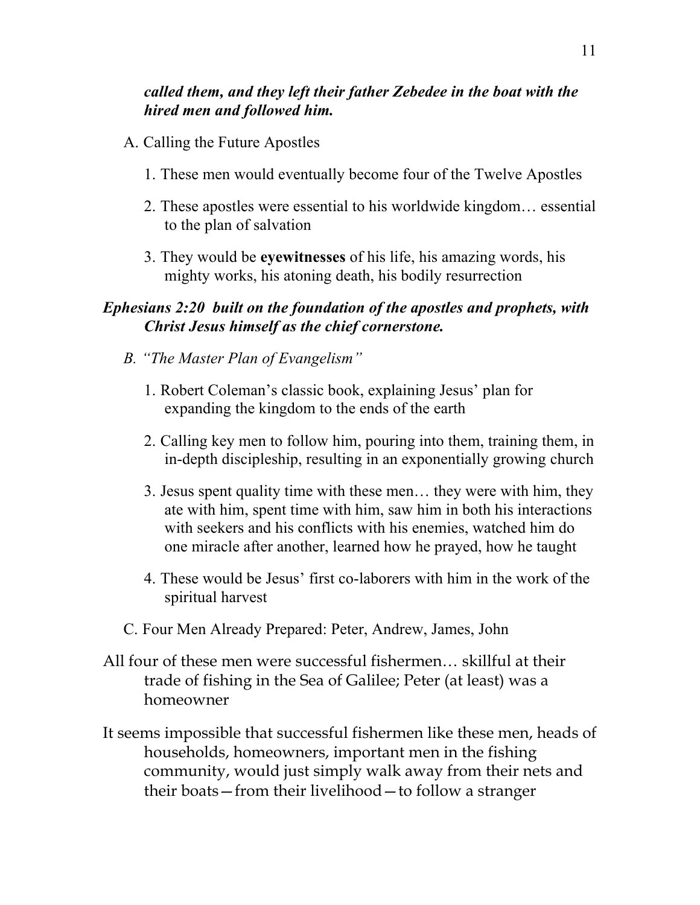***called them, and they left their father Zebedee in the boat with the hired men and followed him.***

A. Calling the Future Apostles

1. These men would eventually become four of the Twelve Apostles
2. These apostles were essential to his worldwide kingdom… essential to the plan of salvation
3. They would be **eyewitnesses** of his life, his amazing words, his mighty works, his atoning death, his bodily resurrection

***Ephesians 2:20 built on the foundation of the apostles and prophets, with Christ Jesus himself as the chief cornerstone.***

*B. "The Master Plan of Evangelism"*

1. Robert Coleman's classic book, explaining Jesus' plan for expanding the kingdom to the ends of the earth
2. Calling key men to follow him, pouring into them, training them, in in-depth discipleship, resulting in an exponentially growing church
3. Jesus spent quality time with these men… they were with him, they ate with him, spent time with him, saw him in both his interactions with seekers and his conflicts with his enemies, watched him do one miracle after another, learned how he prayed, how he taught
4. These would be Jesus' first co-laborers with him in the work of the spiritual harvest

C. Four Men Already Prepared: Peter, Andrew, James, John

All four of these men were successful fishermen… skillful at their trade of fishing in the Sea of Galilee; Peter (at least) was a homeowner

It seems impossible that successful fishermen like these men, heads of households, homeowners, important men in the fishing community, would just simply walk away from their nets and their boats—from their livelihood—to follow a stranger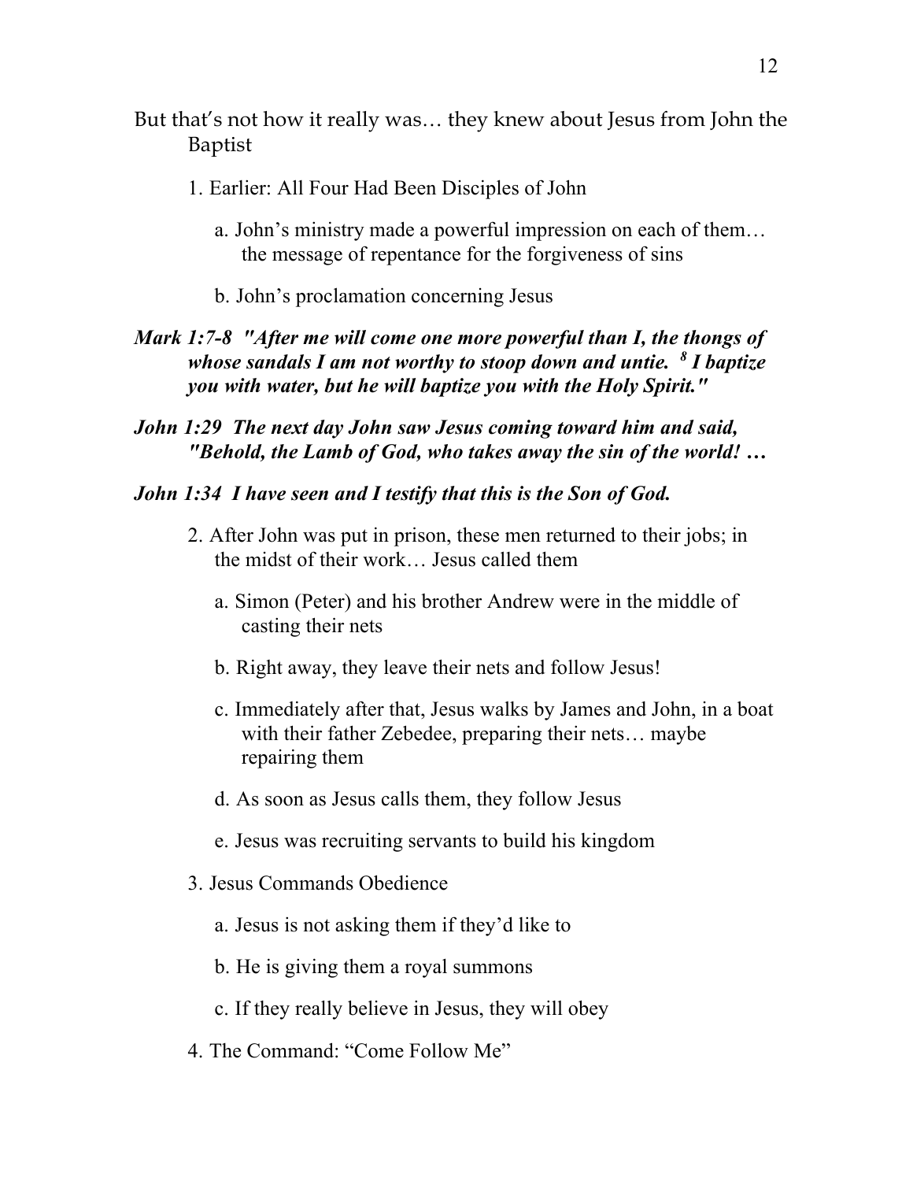But that's not how it really was… they knew about Jesus from John the Baptist

1. Earlier: All Four Had Been Disciples of John

   a. John's ministry made a powerful impression on each of them… the message of repentance for the forgiveness of sins

   b. John's proclamation concerning Jesus

***Mark 1:7-8 "After me will come one more powerful than I, the thongs of whose sandals I am not worthy to stoop down and untie. [8] I baptize you with water, but he will baptize you with the Holy Spirit."***

***John 1:29 The next day John saw Jesus coming toward him and said, "Behold, the Lamb of God, who takes away the sin of the world! …***

***John 1:34 I have seen and I testify that this is the Son of God.***

2. After John was put in prison, these men returned to their jobs; in the midst of their work… Jesus called them

   a. Simon (Peter) and his brother Andrew were in the middle of casting their nets

   b. Right away, they leave their nets and follow Jesus!

   c. Immediately after that, Jesus walks by James and John, in a boat with their father Zebedee, preparing their nets… maybe repairing them

   d. As soon as Jesus calls them, they follow Jesus

   e. Jesus was recruiting servants to build his kingdom

3. Jesus Commands Obedience

   a. Jesus is not asking them if they'd like to

   b. He is giving them a royal summons

   c. If they really believe in Jesus, they will obey

4. The Command: "Come Follow Me"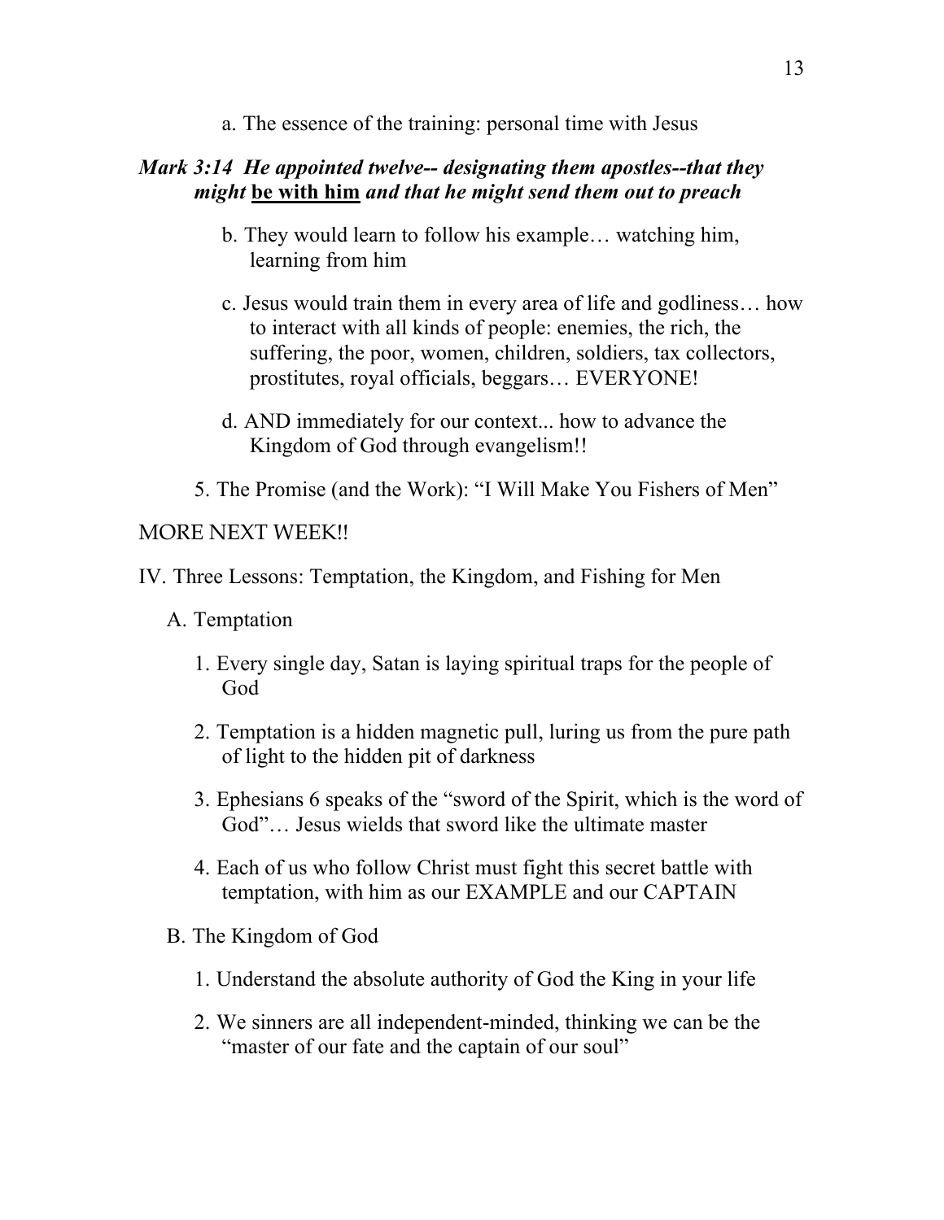a. The essence of the training: personal time with Jesus

***Mark 3:14  He appointed twelve-- designating them apostles--that they might* <u>be with him</u> *and that he might send them out to preach***

b. They would learn to follow his example… watching him, learning from him

c. Jesus would train them in every area of life and godliness… how to interact with all kinds of people: enemies, the rich, the suffering, the poor, women, children, soldiers, tax collectors, prostitutes, royal officials, beggars… EVERYONE!

d. AND immediately for our context... how to advance the Kingdom of God through evangelism!!

5. The Promise (and the Work): "I Will Make You Fishers of Men"

MORE NEXT WEEK!!

IV. Three Lessons: Temptation, the Kingdom, and Fishing for Men

A. Temptation

1. Every single day, Satan is laying spiritual traps for the people of God

2. Temptation is a hidden magnetic pull, luring us from the pure path of light to the hidden pit of darkness

3. Ephesians 6 speaks of the "sword of the Spirit, which is the word of God"… Jesus wields that sword like the ultimate master

4. Each of us who follow Christ must fight this secret battle with temptation, with him as our EXAMPLE and our CAPTAIN

B. The Kingdom of God

1. Understand the absolute authority of God the King in your life

2. We sinners are all independent-minded, thinking we can be the "master of our fate and the captain of our soul"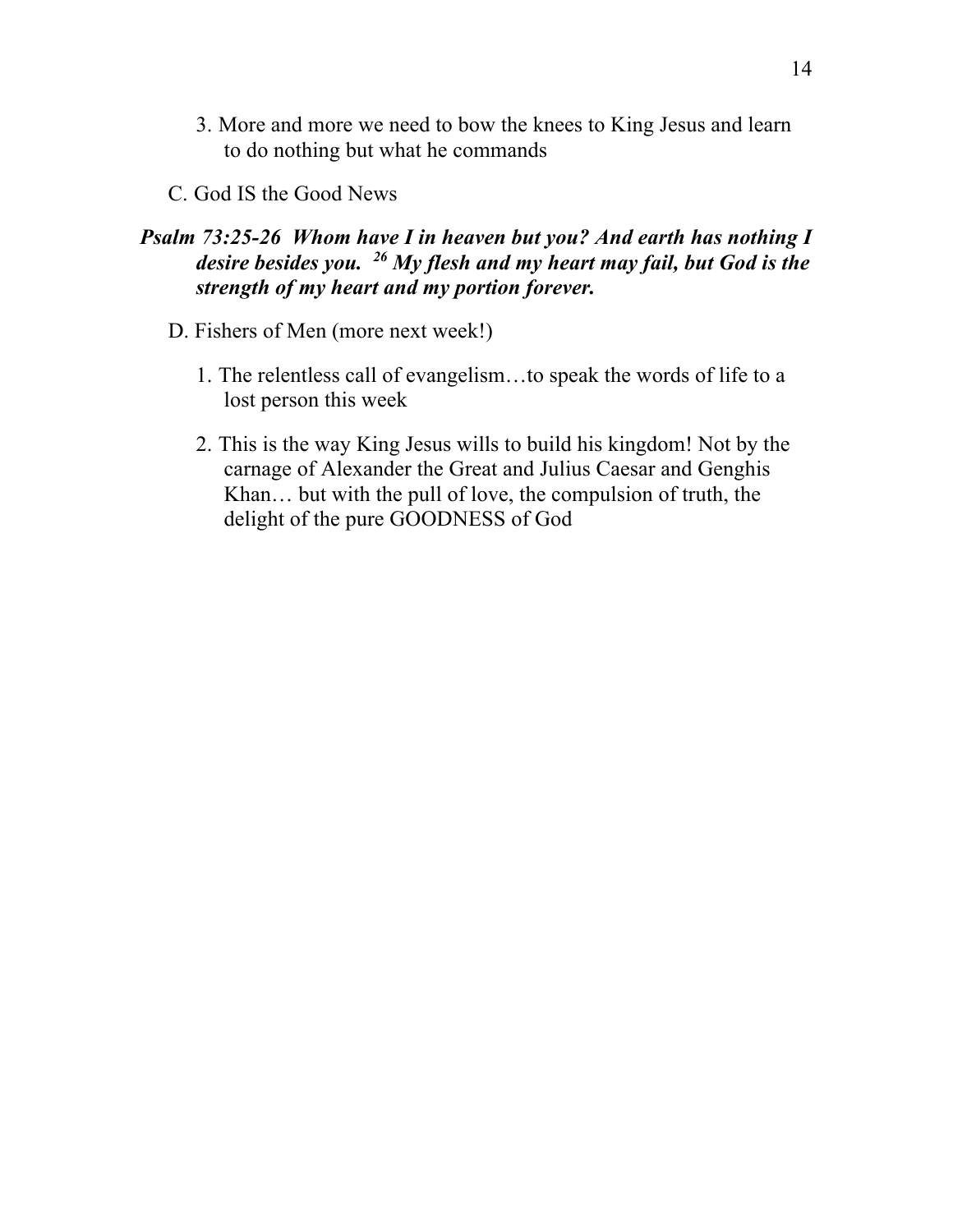3. More and more we need to bow the knees to King Jesus and learn to do nothing but what he commands

C. God IS the Good News

***Psalm 73:25-26 Whom have I in heaven but you? And earth has nothing I desire besides you. [26] My flesh and my heart may fail, but God is the strength of my heart and my portion forever.***

D. Fishers of Men (more next week!)

1. The relentless call of evangelism…to speak the words of life to a lost person this week

2. This is the way King Jesus wills to build his kingdom! Not by the carnage of Alexander the Great and Julius Caesar and Genghis Khan… but with the pull of love, the compulsion of truth, the delight of the pure GOODNESS of God